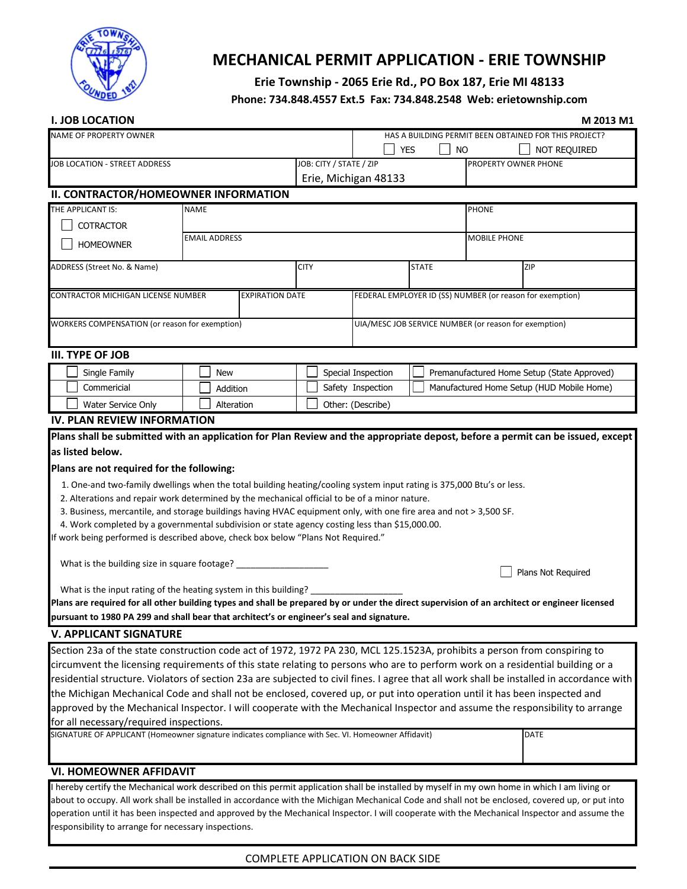# MECHANICAL PERMIT APPLICATION - ERIE TOWNSHIP

**Erie Township - 2065 Erie Rd., PO Box 187, Erie MI 48133**

**Phone: 734.848.4557 Ext.5 Fax: 734.848.2548 Web: erietownship.com**

## I. JOB LOCATION

M 2013 M1

| NAME OF PROPERTY OWNER | | HAS A BUILDING PERMIT BEEN OBTAINED FOR THIS PROJECT? ☐ YES ☐ NO ☐ NOT REQUIRED |
|---|---|---|
| JOB LOCATION - STREET ADDRESS | JOB: CITY / STATE / ZIP<br>Erie, Michigan 48133 | PROPERTY OWNER PHONE |

## II. CONTRACTOR/HOMEOWNER INFORMATION

| THE APPLICANT IS:<br>☐ COTRACTOR<br>☐ HOMEOWNER | NAME | | PHONE |
|---|---|---|---|
| | EMAIL ADDRESS | | MOBILE PHONE |
| ADDRESS (Street No. & Name) | CITY | STATE | ZIP |
| CONTRACTOR MICHIGAN LICENSE NUMBER | EXPIRATION DATE | FEDERAL EMPLOYER ID (SS) NUMBER (or reason for exemption) | |
| WORKERS COMPENSATION (or reason for exemption) | | UIA/MESC JOB SERVICE NUMBER (or reason for exemption) | |

## III. TYPE OF JOB

| | | | |
|---|---|---|---|
| ☐ Single Family | ☐ New | ☐ Special Inspection | ☐ Premanufactured Home Setup (State Approved) |
| ☐ Commericial | ☐ Addition | ☐ Safety Inspection | ☐ Manufactured Home Setup (HUD Mobile Home) |
| ☐ Water Service Only | ☐ Alteration | ☐ Other: (Describe) | |

## IV. PLAN REVIEW INFORMATION

**Plans shall be submitted with an application for Plan Review and the appropriate depost, before a permit can be issued, except as listed below.**

**Plans are not required for the following:**

1. One-and two-family dwellings when the total building heating/cooling system input rating is 375,000 Btu's or less.
2. Alterations and repair work determined by the mechanical official to be of a minor nature.
3. Business, mercantile, and storage buildings having HVAC equipment only, with one fire area and not > 3,500 SF.
4. Work completed by a governmental subdivision or state agency costing less than $15,000.00.

If work being performed is described above, check box below "Plans Not Required."

What is the building size in square footage? ___________________

☐ Plans Not Required

What is the input rating of the heating system in this building? ___________________

**Plans are required for all other building types and shall be prepared by or under the direct supervision of an architect or engineer licensed pursuant to 1980 PA 299 and shall bear that architect's or engineer's seal and signature.**

## V. APPLICANT SIGNATURE

Section 23a of the state construction code act of 1972, 1972 PA 230, MCL 125.1523A, prohibits a person from conspiring to circumvent the licensing requirements of this state relating to persons who are to perform work on a residential building or a residential structure. Violators of section 23a are subjected to civil fines. I agree that all work shall be installed in accordance with the Michigan Mechanical Code and shall not be enclosed, covered up, or put into operation until it has been inspected and approved by the Mechanical Inspector. I will cooperate with the Mechanical Inspector and assume the responsibility to arrange for all necessary/required inspections.

| SIGNATURE OF APPLICANT (Homeowner signature indicates compliance with Sec. VI. Homeowner Affidavit) | DATE |
|---|---|
| | |

## VI. HOMEOWNER AFFIDAVIT

I hereby certify the Mechanical work described on this permit application shall be installed by myself in my own home in which I am living or about to occupy. All work shall be installed in accordance with the Michigan Mechanical Code and shall not be enclosed, covered up, or put into operation until it has been inspected and approved by the Mechanical Inspector. I will cooperate with the Mechanical Inspector and assume the responsibility to arrange for necessary inspections.

COMPLETE APPLICATION ON BACK SIDE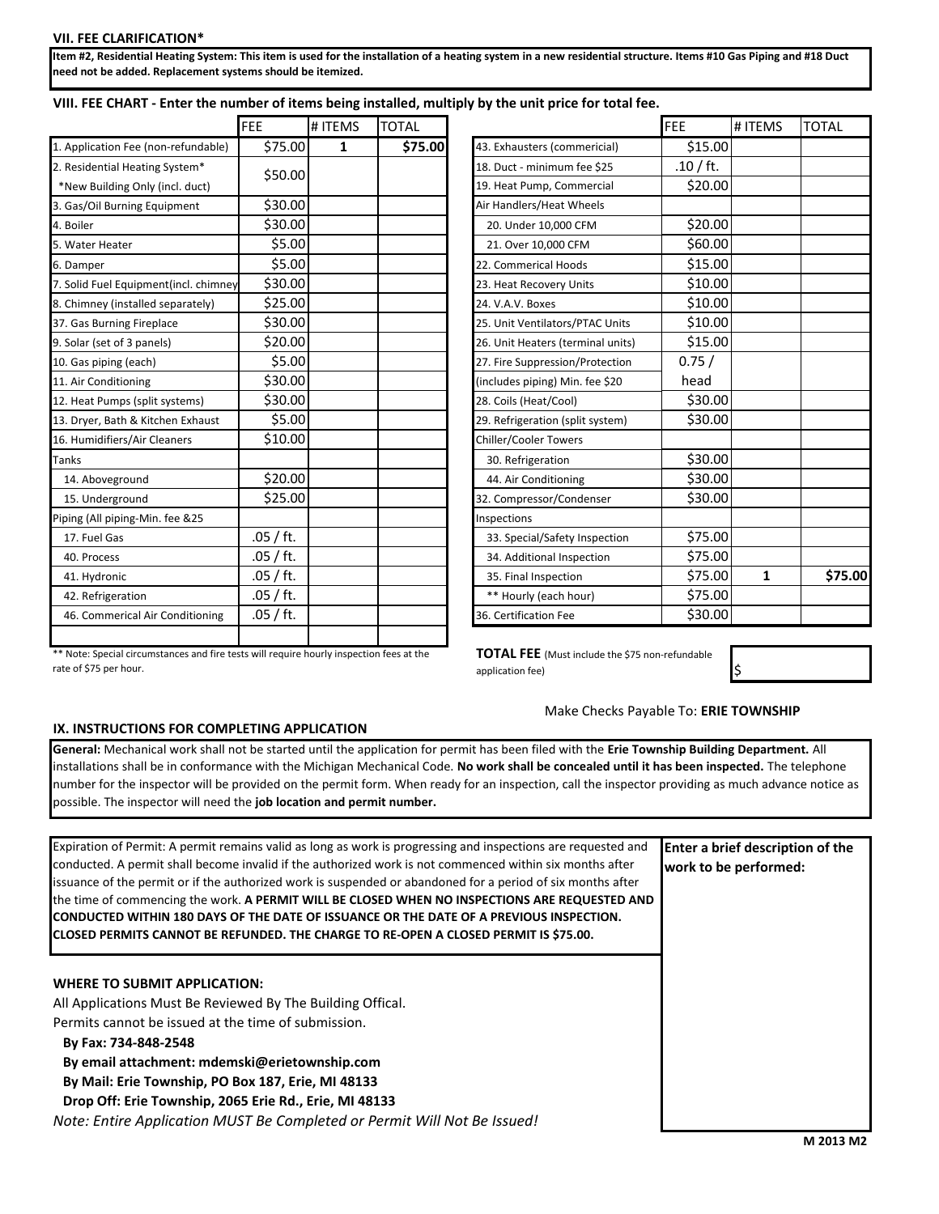### VII. FEE CLARIFICATION*

**Item #2, Residential Heating System: This item is used for the installation of a heating system in a new residential structure. Items #10 Gas Piping and #18 Duct need not be added. Replacement systems should be itemized.**

### VIII. FEE CHART - Enter the number of items being installed, multiply by the unit price for total fee.

| | FEE | # ITEMS | TOTAL |
|---|---|---|---|
| 1. Application Fee (non-refundable) | $75.00 | 1 | $75.00 |
| 2. Residential Heating System* *New Building Only (incl. duct) | $50.00 | | |
| 3. Gas/Oil Burning Equipment | $30.00 | | |
| 4. Boiler | $30.00 | | |
| 5. Water Heater | $5.00 | | |
| 6. Damper | $5.00 | | |
| 7. Solid Fuel Equipment(incl. chimney | $30.00 | | |
| 8. Chimney (installed separately) | $25.00 | | |
| 37. Gas Burning Fireplace | $30.00 | | |
| 9. Solar (set of 3 panels) | $20.00 | | |
| 10. Gas piping (each) | $5.00 | | |
| 11. Air Conditioning | $30.00 | | |
| 12. Heat Pumps (split systems) | $30.00 | | |
| 13. Dryer, Bath & Kitchen Exhaust | $5.00 | | |
| 16. Humidifiers/Air Cleaners | $10.00 | | |
| Tanks | | | |
| 14. Aboveground | $20.00 | | |
| 15. Underground | $25.00 | | |
| Piping (All piping-Min. fee &25 | | | |
| 17. Fuel Gas | .05 / ft. | | |
| 40. Process | .05 / ft. | | |
| 41. Hydronic | .05 / ft. | | |
| 42. Refrigeration | .05 / ft. | | |
| 46. Commerical Air Conditioning | .05 / ft. | | |
| | | | |

| | FEE | # ITEMS | TOTAL |
|---|---|---|---|
| 43. Exhausters (commericial) | $15.00 | | |
| 18. Duct - minimum fee $25 | .10 / ft. | | |
| 19. Heat Pump, Commercial | $20.00 | | |
| Air Handlers/Heat Wheels | | | |
| 20. Under 10,000 CFM | $20.00 | | |
| 21. Over 10,000 CFM | $60.00 | | |
| 22. Commerical Hoods | $15.00 | | |
| 23. Heat Recovery Units | $10.00 | | |
| 24. V.A.V. Boxes | $10.00 | | |
| 25. Unit Ventilators/PTAC Units | $10.00 | | |
| 26. Unit Heaters (terminal units) | $15.00 | | |
| 27. Fire Suppression/Protection (includes piping) Min. fee $20 | 0.75 / head | | |
| 28. Coils (Heat/Cool) | $30.00 | | |
| 29. Refrigeration (split system) | $30.00 | | |
| Chiller/Cooler Towers | | | |
| 30. Refrigeration | $30.00 | | |
| 44. Air Conditioning | $30.00 | | |
| 32. Compressor/Condenser | $30.00 | | |
| Inspections | | | |
| 33. Special/Safety Inspection | $75.00 | | |
| 34. Additional Inspection | $75.00 | | |
| 35. Final Inspection | $75.00 | 1 | $75.00 |
| ** Hourly (each hour) | $75.00 | | |
| 36. Certification Fee | $30.00 | | |

** Note: Special circumstances and fire tests will require hourly inspection fees at the rate of $75 per hour.

**TOTAL FEE** (Must include the $75 non-refundable application fee) $

Make Checks Payable To: **ERIE TOWNSHIP**

### IX. INSTRUCTIONS FOR COMPLETING APPLICATION

**General:** Mechanical work shall not be started until the application for permit has been filed with the **Erie Township Building Department.** All installations shall be in conformance with the Michigan Mechanical Code. **No work shall be concealed until it has been inspected.** The telephone number for the inspector will be provided on the permit form. When ready for an inspection, call the inspector providing as much advance notice as possible. The inspector will need the **job location and permit number.**

Expiration of Permit: A permit remains valid as long as work is progressing and inspections are requested and conducted. A permit shall become invalid if the authorized work is not commenced within six months after issuance of the permit or if the authorized work is suspended or abandoned for a period of six months after the time of commencing the work. **A PERMIT WILL BE CLOSED WHEN NO INSPECTIONS ARE REQUESTED AND CONDUCTED WITHIN 180 DAYS OF THE DATE OF ISSUANCE OR THE DATE OF A PREVIOUS INSPECTION. CLOSED PERMITS CANNOT BE REFUNDED. THE CHARGE TO RE-OPEN A CLOSED PERMIT IS $75.00.**

**Enter a brief description of the work to be performed:**

**WHERE TO SUBMIT APPLICATION:**

All Applications Must Be Reviewed By The Building Offical.

Permits cannot be issued at the time of submission.

**By Fax: 734-848-2548**

**By email attachment: mdemski@erietownship.com**

**By Mail: Erie Township, PO Box 187, Erie, MI 48133**

**Drop Off: Erie Township, 2065 Erie Rd., Erie, MI 48133**

*Note: Entire Application MUST Be Completed or Permit Will Not Be Issued!*

**M 2013 M2**